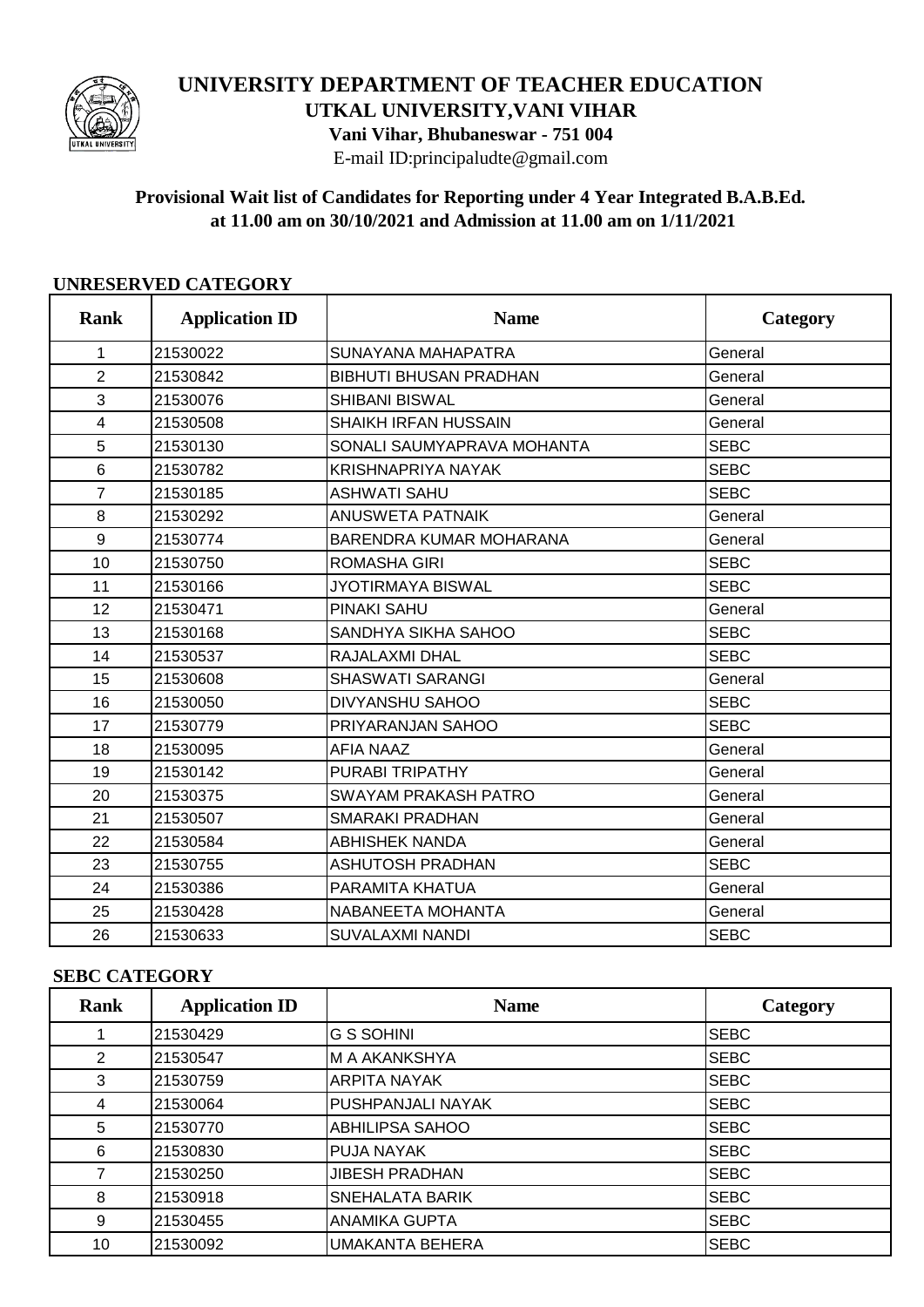# UNIVERSITY DEPARTMENT OF TEACHER EDUCATION

## UTKAL UNIVERSITY,VANI VIHAR

**Vani Vihar, Bhubaneswar - 751 004**

E-mail ID:principaludte@gmail.com

**Provisional Wait list of Candidates for Reporting under 4 Year Integrated B.A.B.Ed. at 11.00 am on 30/10/2021 and Admission at 11.00 am on 1/11/2021**

### UNRESERVED CATEGORY

| Rank | Application ID | Name | Category |
|---|---|---|---|
| 1 | 21530022 | SUNAYANA MAHAPATRA | General |
| 2 | 21530842 | BIBHUTI BHUSAN PRADHAN | General |
| 3 | 21530076 | SHIBANI BISWAL | General |
| 4 | 21530508 | SHAIKH IRFAN HUSSAIN | General |
| 5 | 21530130 | SONALI SAUMYAPRAVA MOHANTA | SEBC |
| 6 | 21530782 | KRISHNAPRIYA NAYAK | SEBC |
| 7 | 21530185 | ASHWATI SAHU | SEBC |
| 8 | 21530292 | ANUSWETA PATNAIK | General |
| 9 | 21530774 | BARENDRA KUMAR MOHARANA | General |
| 10 | 21530750 | ROMASHA GIRI | SEBC |
| 11 | 21530166 | JYOTIRMAYA BISWAL | SEBC |
| 12 | 21530471 | PINAKI SAHU | General |
| 13 | 21530168 | SANDHYA SIKHA SAHOO | SEBC |
| 14 | 21530537 | RAJALAXMI DHAL | SEBC |
| 15 | 21530608 | SHASWATI SARANGI | General |
| 16 | 21530050 | DIVYANSHU SAHOO | SEBC |
| 17 | 21530779 | PRIYARANJAN SAHOO | SEBC |
| 18 | 21530095 | AFIA NAAZ | General |
| 19 | 21530142 | PURABI TRIPATHY | General |
| 20 | 21530375 | SWAYAM PRAKASH PATRO | General |
| 21 | 21530507 | SMARAKI PRADHAN | General |
| 22 | 21530584 | ABHISHEK NANDA | General |
| 23 | 21530755 | ASHUTOSH PRADHAN | SEBC |
| 24 | 21530386 | PARAMITA KHATUA | General |
| 25 | 21530428 | NABANEETA MOHANTA | General |
| 26 | 21530633 | SUVALAXMI NANDI | SEBC |

### SEBC CATEGORY

| Rank | Application ID | Name | Category |
|---|---|---|---|
| 1 | 21530429 | G S SOHINI | SEBC |
| 2 | 21530547 | M A AKANKSHYA | SEBC |
| 3 | 21530759 | ARPITA NAYAK | SEBC |
| 4 | 21530064 | PUSHPANJALI NAYAK | SEBC |
| 5 | 21530770 | ABHILIPSA SAHOO | SEBC |
| 6 | 21530830 | PUJA NAYAK | SEBC |
| 7 | 21530250 | JIBESH PRADHAN | SEBC |
| 8 | 21530918 | SNEHALATA BARIK | SEBC |
| 9 | 21530455 | ANAMIKA GUPTA | SEBC |
| 10 | 21530092 | UMAKANTA BEHERA | SEBC |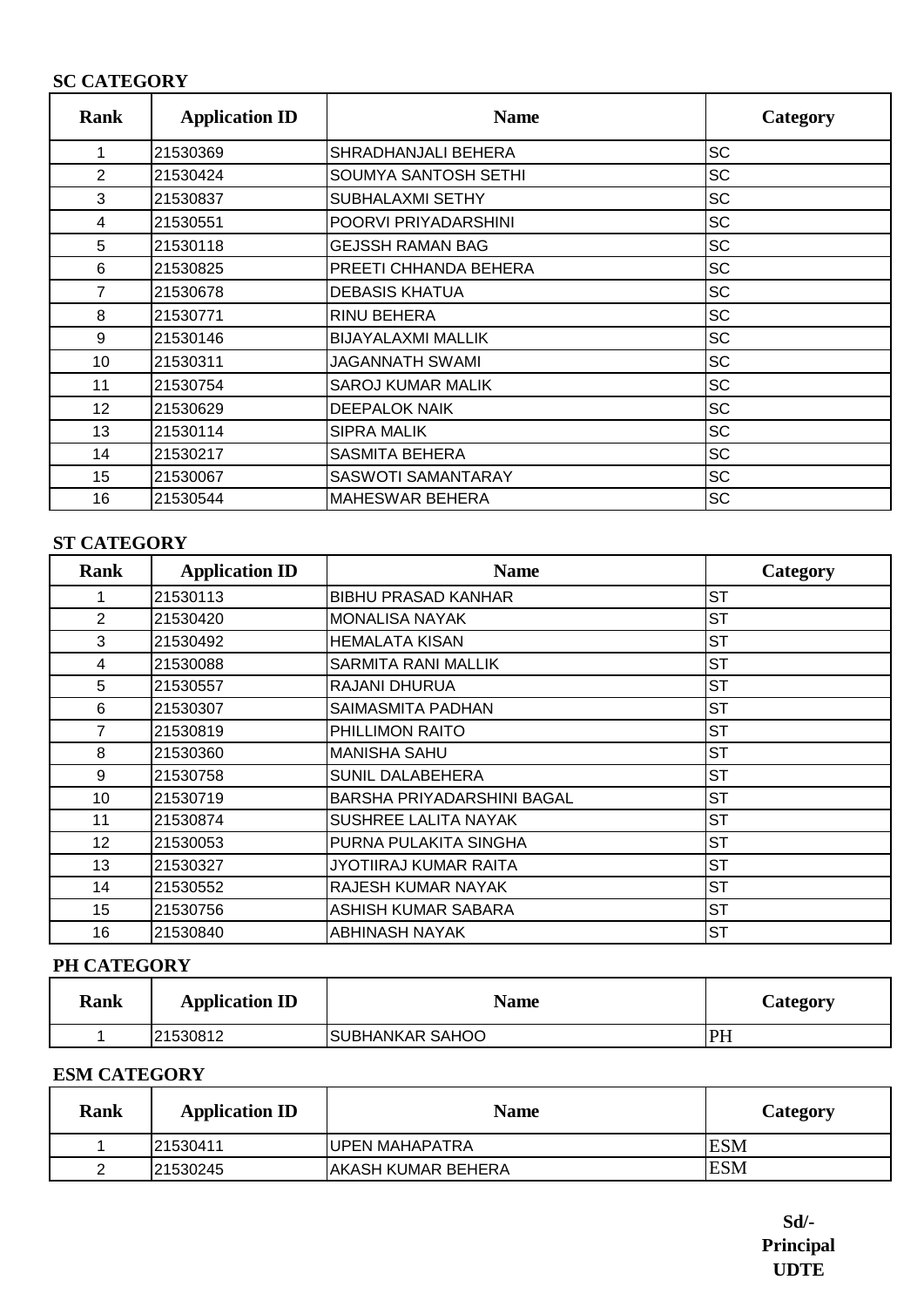### SC CATEGORY

| Rank | Application ID | Name | Category |
|---|---|---|---|
| 1 | 21530369 | SHRADHANJALI BEHERA | SC |
| 2 | 21530424 | SOUMYA SANTOSH SETHI | SC |
| 3 | 21530837 | SUBHALAXMI SETHY | SC |
| 4 | 21530551 | POORVI PRIYADARSHINI | SC |
| 5 | 21530118 | GEJSSH RAMAN BAG | SC |
| 6 | 21530825 | PREETI CHHANDA BEHERA | SC |
| 7 | 21530678 | DEBASIS KHATUA | SC |
| 8 | 21530771 | RINU BEHERA | SC |
| 9 | 21530146 | BIJAYALAXMI MALLIK | SC |
| 10 | 21530311 | JAGANNATH SWAMI | SC |
| 11 | 21530754 | SAROJ KUMAR MALIK | SC |
| 12 | 21530629 | DEEPALOK NAIK | SC |
| 13 | 21530114 | SIPRA MALIK | SC |
| 14 | 21530217 | SASMITA BEHERA | SC |
| 15 | 21530067 | SASWOTI SAMANTARAY | SC |
| 16 | 21530544 | MAHESWAR BEHERA | SC |

### ST CATEGORY

| Rank | Application ID | Name | Category |
|---|---|---|---|
| 1 | 21530113 | BIBHU PRASAD KANHAR | ST |
| 2 | 21530420 | MONALISA NAYAK | ST |
| 3 | 21530492 | HEMALATA KISAN | ST |
| 4 | 21530088 | SARMITA RANI MALLIK | ST |
| 5 | 21530557 | RAJANI DHURUA | ST |
| 6 | 21530307 | SAIMASMITA PADHAN | ST |
| 7 | 21530819 | PHILLIMON RAITO | ST |
| 8 | 21530360 | MANISHA SAHU | ST |
| 9 | 21530758 | SUNIL DALABEHERA | ST |
| 10 | 21530719 | BARSHA PRIYADARSHINI BAGAL | ST |
| 11 | 21530874 | SUSHREE LALITA NAYAK | ST |
| 12 | 21530053 | PURNA PULAKITA SINGHA | ST |
| 13 | 21530327 | JYOTIIRAJ KUMAR RAITA | ST |
| 14 | 21530552 | RAJESH KUMAR NAYAK | ST |
| 15 | 21530756 | ASHISH KUMAR SABARA | ST |
| 16 | 21530840 | ABHINASH NAYAK | ST |

### PH CATEGORY

| Rank | Application ID | Name | Category |
|---|---|---|---|
| 1 | 21530812 | SUBHANKAR SAHOO | PH |

### ESM CATEGORY

| Rank | Application ID | Name | Category |
|---|---|---|---|
| 1 | 21530411 | UPEN MAHAPATRA | ESM |
| 2 | 21530245 | AKASH KUMAR BEHERA | ESM |

**Sd/-**
**Principal**
**UDTE**